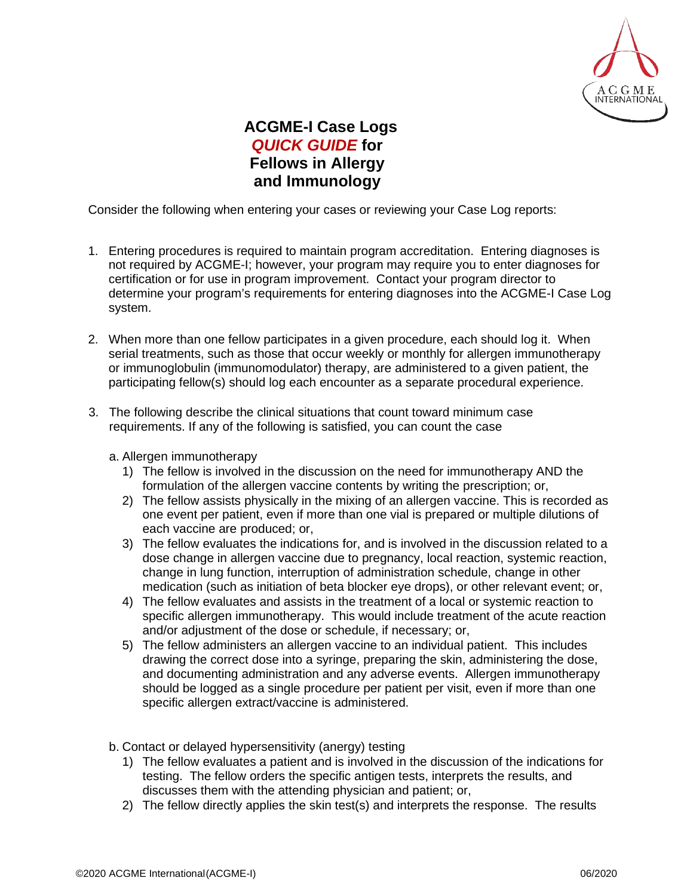# ACGME-I Case Logs *QUICK GUIDE* for Fellows in Allergy and Immunology

Consider the following when entering your cases or reviewing your Case Log reports:

1. Entering procedures is required to maintain program accreditation. Entering diagnoses is not required by ACGME-I; however, your program may require you to enter diagnoses for certification or for use in program improvement. Contact your program director to determine your program's requirements for entering diagnoses into the ACGME-I Case Log system.

2. When more than one fellow participates in a given procedure, each should log it. When serial treatments, such as those that occur weekly or monthly for allergen immunotherapy or immunoglobulin (immunomodulator) therapy, are administered to a given patient, the participating fellow(s) should log each encounter as a separate procedural experience.

3. The following describe the clinical situations that count toward minimum case requirements. If any of the following is satisfied, you can count the case

   a. Allergen immunotherapy

      1) The fellow is involved in the discussion on the need for immunotherapy AND the formulation of the allergen vaccine contents by writing the prescription; or,
      2) The fellow assists physically in the mixing of an allergen vaccine. This is recorded as one event per patient, even if more than one vial is prepared or multiple dilutions of each vaccine are produced; or,
      3) The fellow evaluates the indications for, and is involved in the discussion related to a dose change in allergen vaccine due to pregnancy, local reaction, systemic reaction, change in lung function, interruption of administration schedule, change in other medication (such as initiation of beta blocker eye drops), or other relevant event; or,
      4) The fellow evaluates and assists in the treatment of a local or systemic reaction to specific allergen immunotherapy. This would include treatment of the acute reaction and/or adjustment of the dose or schedule, if necessary; or,
      5) The fellow administers an allergen vaccine to an individual patient. This includes drawing the correct dose into a syringe, preparing the skin, administering the dose, and documenting administration and any adverse events. Allergen immunotherapy should be logged as a single procedure per patient per visit, even if more than one specific allergen extract/vaccine is administered.

   b. Contact or delayed hypersensitivity (anergy) testing

      1) The fellow evaluates a patient and is involved in the discussion of the indications for testing. The fellow orders the specific antigen tests, interprets the results, and discusses them with the attending physician and patient; or,
      2) The fellow directly applies the skin test(s) and interprets the response. The results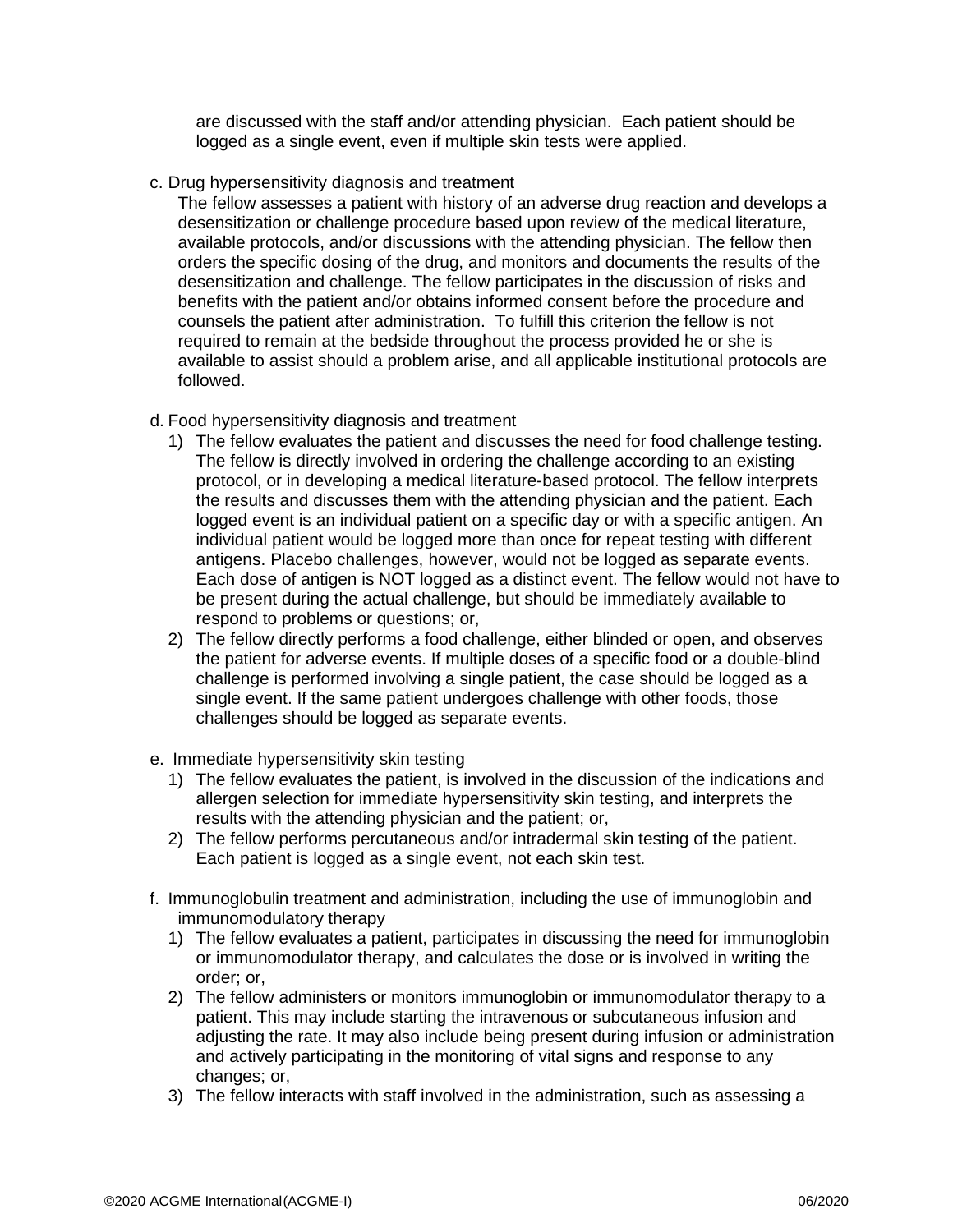are discussed with the staff and/or attending physician. Each patient should be logged as a single event, even if multiple skin tests were applied.

c. Drug hypersensitivity diagnosis and treatment

The fellow assesses a patient with history of an adverse drug reaction and develops a desensitization or challenge procedure based upon review of the medical literature, available protocols, and/or discussions with the attending physician. The fellow then orders the specific dosing of the drug, and monitors and documents the results of the desensitization and challenge. The fellow participates in the discussion of risks and benefits with the patient and/or obtains informed consent before the procedure and counsels the patient after administration. To fulfill this criterion the fellow is not required to remain at the bedside throughout the process provided he or she is available to assist should a problem arise, and all applicable institutional protocols are followed.

d. Food hypersensitivity diagnosis and treatment

1) The fellow evaluates the patient and discusses the need for food challenge testing. The fellow is directly involved in ordering the challenge according to an existing protocol, or in developing a medical literature-based protocol. The fellow interprets the results and discusses them with the attending physician and the patient. Each logged event is an individual patient on a specific day or with a specific antigen. An individual patient would be logged more than once for repeat testing with different antigens. Placebo challenges, however, would not be logged as separate events. Each dose of antigen is NOT logged as a distinct event. The fellow would not have to be present during the actual challenge, but should be immediately available to respond to problems or questions; or,
2) The fellow directly performs a food challenge, either blinded or open, and observes the patient for adverse events. If multiple doses of a specific food or a double-blind challenge is performed involving a single patient, the case should be logged as a single event. If the same patient undergoes challenge with other foods, those challenges should be logged as separate events.

e. Immediate hypersensitivity skin testing

1) The fellow evaluates the patient, is involved in the discussion of the indications and allergen selection for immediate hypersensitivity skin testing, and interprets the results with the attending physician and the patient; or,
2) The fellow performs percutaneous and/or intradermal skin testing of the patient. Each patient is logged as a single event, not each skin test.

f. Immunoglobulin treatment and administration, including the use of immunoglobin and immunomodulatory therapy

1) The fellow evaluates a patient, participates in discussing the need for immunoglobin or immunomodulator therapy, and calculates the dose or is involved in writing the order; or,
2) The fellow administers or monitors immunoglobin or immunomodulator therapy to a patient. This may include starting the intravenous or subcutaneous infusion and adjusting the rate. It may also include being present during infusion or administration and actively participating in the monitoring of vital signs and response to any changes; or,
3) The fellow interacts with staff involved in the administration, such as assessing a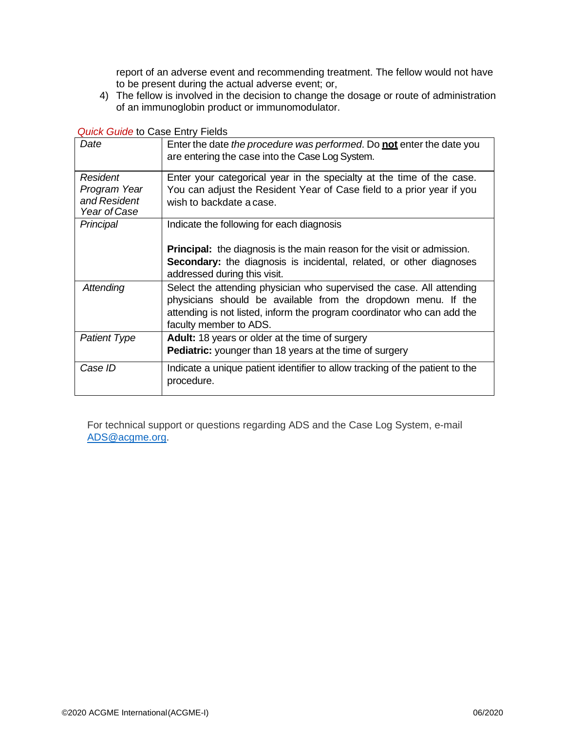report of an adverse event and recommending treatment. The fellow would not have to be present during the actual adverse event; or,

4) The fellow is involved in the decision to change the dosage or route of administration of an immunoglobin product or immunomodulator.

*Quick Guide* to Case Entry Fields

| | |
|---|---|
| *Date* | Enter the date *the procedure was performed*. Do **not** enter the date you are entering the case into the Case Log System. |
| *Resident Program Year and Resident Year of Case* | Enter your categorical year in the specialty at the time of the case. You can adjust the Resident Year of Case field to a prior year if you wish to backdate a case. |
| *Principal* | Indicate the following for each diagnosis<br><br>**Principal:** the diagnosis is the main reason for the visit or admission.<br>**Secondary:** the diagnosis is incidental, related, or other diagnoses addressed during this visit. |
| *Attending* | Select the attending physician who supervised the case. All attending physicians should be available from the dropdown menu. If the attending is not listed, inform the program coordinator who can add the faculty member to ADS. |
| *Patient Type* | **Adult:** 18 years or older at the time of surgery<br>**Pediatric:** younger than 18 years at the time of surgery |
| *Case ID* | Indicate a unique patient identifier to allow tracking of the patient to the procedure. |

For technical support or questions regarding ADS and the Case Log System, e-mail ADS@acgme.org.

©2020 ACGME International (ACGME-I) 06/2020